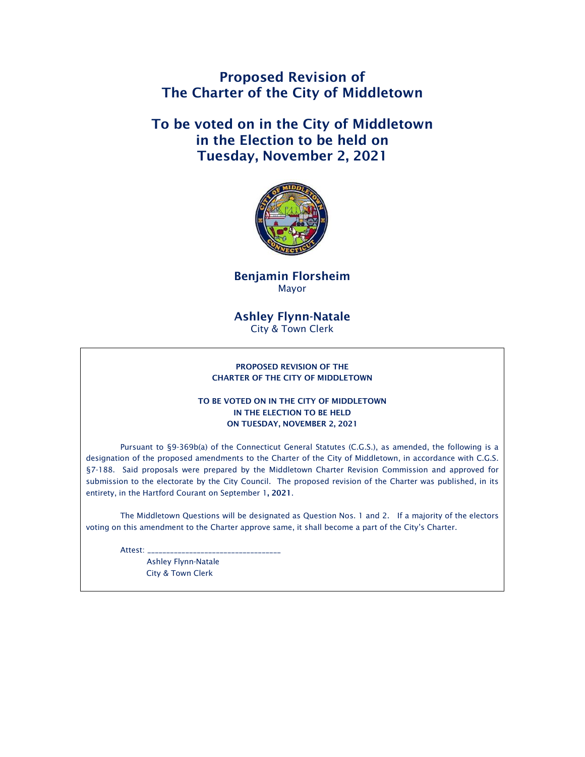# Proposed Revision of The Charter of the City of Middletown

## To be voted on in the City of Middletown in the Election to be held on Tuesday, November 2, 2021

**Benjamin Florsheim**
Mayor

**Ashley Flynn-Natale**
City & Town Clerk

---

**PROPOSED REVISION OF THE CHARTER OF THE CITY OF MIDDLETOWN**

**TO BE VOTED ON IN THE CITY OF MIDDLETOWN IN THE ELECTION TO BE HELD ON TUESDAY, NOVEMBER 2, 2021**

Pursuant to §9-369b(a) of the Connecticut General Statutes (C.G.S.), as amended, the following is a designation of the proposed amendments to the Charter of the City of Middletown, in accordance with C.G.S. §7-188. Said proposals were prepared by the Middletown Charter Revision Commission and approved for submission to the electorate by the City Council. The proposed revision of the Charter was published, in its entirety, in the Hartford Courant on September 1**, 2021**.

The Middletown Questions will be designated as Question Nos. 1 and 2. If a majority of the electors voting on this amendment to the Charter approve same, it shall become a part of the City's Charter.

Attest: ___________________________________

Ashley Flynn-Natale
City & Town Clerk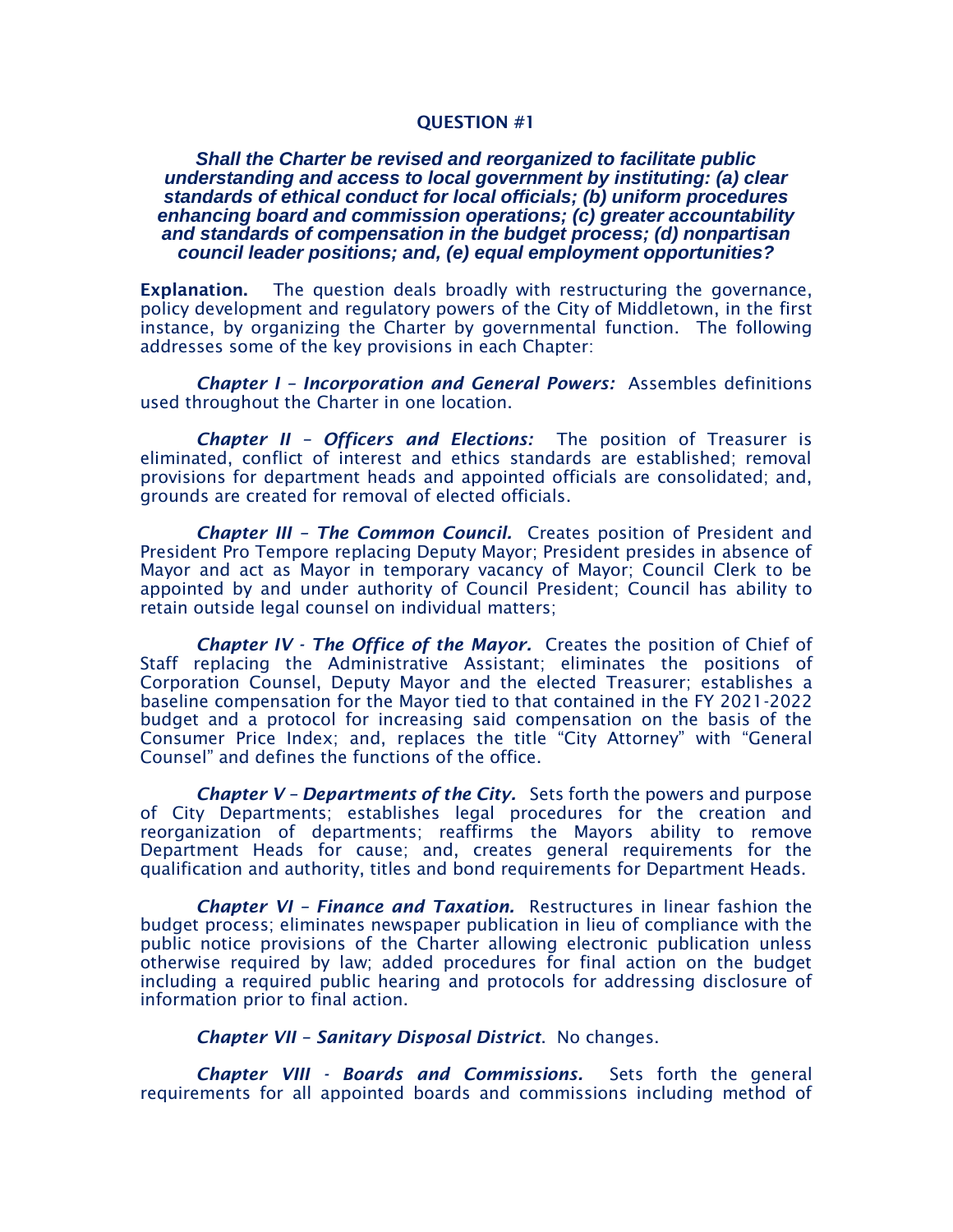## QUESTION #1

***Shall the Charter be revised and reorganized to facilitate public understanding and access to local government by instituting: (a) clear standards of ethical conduct for local officials; (b) uniform procedures enhancing board and commission operations; (c) greater accountability and standards of compensation in the budget process; (d) nonpartisan council leader positions; and, (e) equal employment opportunities?***

**Explanation.** The question deals broadly with restructuring the governance, policy development and regulatory powers of the City of Middletown, in the first instance, by organizing the Charter by governmental function. The following addresses some of the key provisions in each Chapter:

***Chapter I – Incorporation and General Powers:*** Assembles definitions used throughout the Charter in one location.

***Chapter II – Officers and Elections:*** The position of Treasurer is eliminated, conflict of interest and ethics standards are established; removal provisions for department heads and appointed officials are consolidated; and, grounds are created for removal of elected officials.

***Chapter III – The Common Council.*** Creates position of President and President Pro Tempore replacing Deputy Mayor; President presides in absence of Mayor and act as Mayor in temporary vacancy of Mayor; Council Clerk to be appointed by and under authority of Council President; Council has ability to retain outside legal counsel on individual matters;

***Chapter IV - The Office of the Mayor.*** Creates the position of Chief of Staff replacing the Administrative Assistant; eliminates the positions of Corporation Counsel, Deputy Mayor and the elected Treasurer; establishes a baseline compensation for the Mayor tied to that contained in the FY 2021-2022 budget and a protocol for increasing said compensation on the basis of the Consumer Price Index; and, replaces the title "City Attorney" with "General Counsel" and defines the functions of the office.

***Chapter V – Departments of the City.*** Sets forth the powers and purpose of City Departments; establishes legal procedures for the creation and reorganization of departments; reaffirms the Mayors ability to remove Department Heads for cause; and, creates general requirements for the qualification and authority, titles and bond requirements for Department Heads.

***Chapter VI – Finance and Taxation.*** Restructures in linear fashion the budget process; eliminates newspaper publication in lieu of compliance with the public notice provisions of the Charter allowing electronic publication unless otherwise required by law; added procedures for final action on the budget including a required public hearing and protocols for addressing disclosure of information prior to final action.

***Chapter VII – Sanitary Disposal District***. No changes.

***Chapter VIII - Boards and Commissions.*** Sets forth the general requirements for all appointed boards and commissions including method of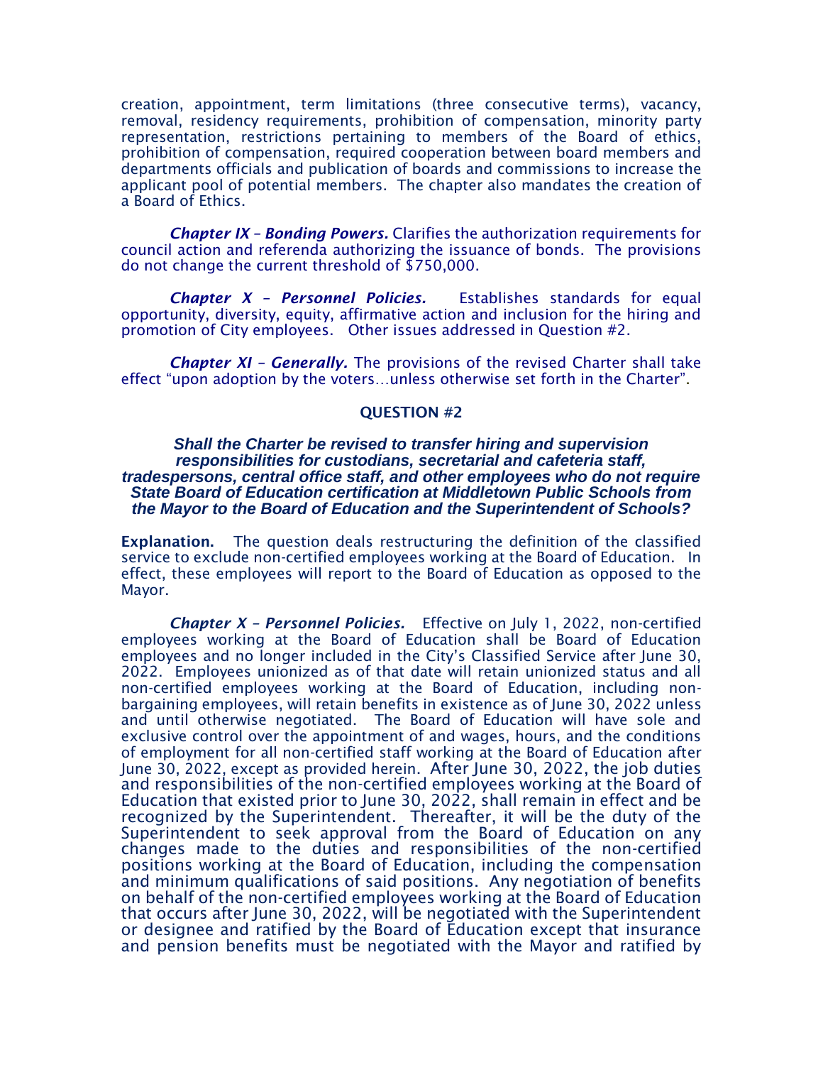creation, appointment, term limitations (three consecutive terms), vacancy, removal, residency requirements, prohibition of compensation, minority party representation, restrictions pertaining to members of the Board of ethics, prohibition of compensation, required cooperation between board members and departments officials and publication of boards and commissions to increase the applicant pool of potential members. The chapter also mandates the creation of a Board of Ethics.

***Chapter IX – Bonding Powers.*** Clarifies the authorization requirements for council action and referenda authorizing the issuance of bonds. The provisions do not change the current threshold of $750,000.

***Chapter X – Personnel Policies.*** Establishes standards for equal opportunity, diversity, equity, affirmative action and inclusion for the hiring and promotion of City employees. Other issues addressed in Question #2.

***Chapter XI – Generally.*** The provisions of the revised Charter shall take effect "upon adoption by the voters…unless otherwise set forth in the Charter".

## QUESTION #2

***Shall the Charter be revised to transfer hiring and supervision responsibilities for custodians, secretarial and cafeteria staff, tradespersons, central office staff, and other employees who do not require State Board of Education certification at Middletown Public Schools from the Mayor to the Board of Education and the Superintendent of Schools?***

**Explanation.** The question deals restructuring the definition of the classified service to exclude non-certified employees working at the Board of Education. In effect, these employees will report to the Board of Education as opposed to the Mayor.

***Chapter X – Personnel Policies.*** Effective on July 1, 2022, non-certified employees working at the Board of Education shall be Board of Education employees and no longer included in the City's Classified Service after June 30, 2022. Employees unionized as of that date will retain unionized status and all non-certified employees working at the Board of Education, including non-bargaining employees, will retain benefits in existence as of June 30, 2022 unless and until otherwise negotiated. The Board of Education will have sole and exclusive control over the appointment of and wages, hours, and the conditions of employment for all non-certified staff working at the Board of Education after June 30, 2022, except as provided herein. After June 30, 2022, the job duties and responsibilities of the non-certified employees working at the Board of Education that existed prior to June 30, 2022, shall remain in effect and be recognized by the Superintendent. Thereafter, it will be the duty of the Superintendent to seek approval from the Board of Education on any changes made to the duties and responsibilities of the non-certified positions working at the Board of Education, including the compensation and minimum qualifications of said positions. Any negotiation of benefits on behalf of the non-certified employees working at the Board of Education that occurs after June 30, 2022, will be negotiated with the Superintendent or designee and ratified by the Board of Education except that insurance and pension benefits must be negotiated with the Mayor and ratified by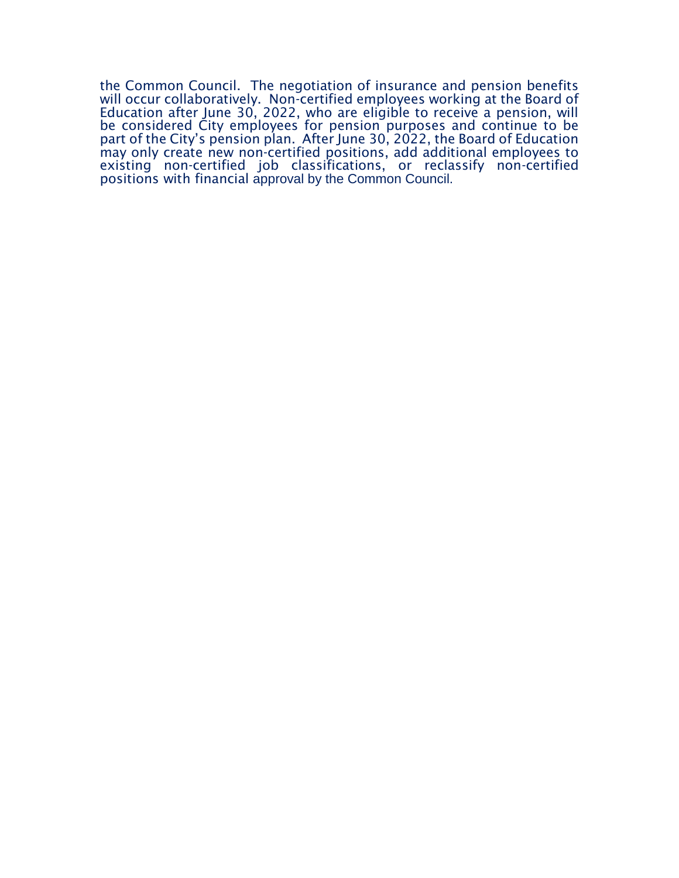the Common Council. The negotiation of insurance and pension benefits will occur collaboratively. Non-certified employees working at the Board of Education after June 30, 2022, who are eligible to receive a pension, will be considered City employees for pension purposes and continue to be part of the City's pension plan. After June 30, 2022, the Board of Education may only create new non-certified positions, add additional employees to existing non-certified job classifications, or reclassify non-certified positions with financial approval by the Common Council.